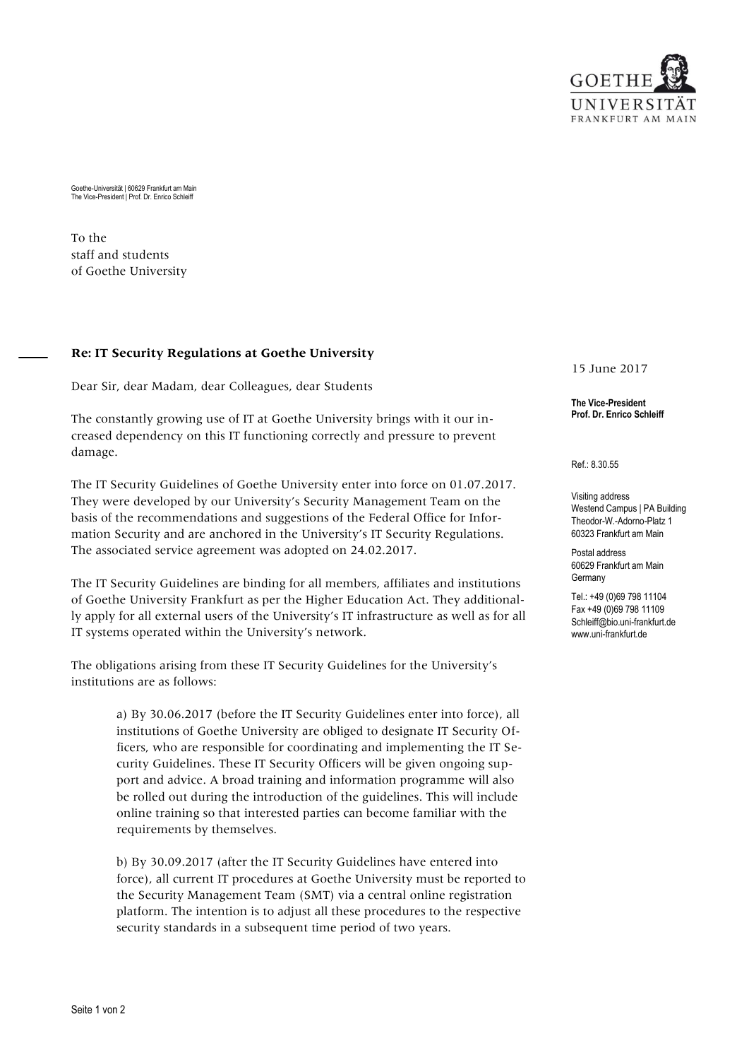Goethe-Universität | 60629 Frankfurt am Main
The Vice-President | Prof. Dr. Enrico Schleiff

To the
staff and students
of Goethe University

15 June 2017

**The Vice-President**
**Prof. Dr. Enrico Schleiff**

Ref.: 8.30.55

Visiting address
Westend Campus | PA Building
Theodor-W.-Adorno-Platz 1
60323 Frankfurt am Main

Postal address
60629 Frankfurt am Main
Germany

Tel.: +49 (0)69 798 11104
Fax +49 (0)69 798 11109
Schleiff@bio.uni-frankfurt.de
www.uni-frankfurt.de

**Re: IT Security Regulations at Goethe University**

Dear Sir, dear Madam, dear Colleagues, dear Students

The constantly growing use of IT at Goethe University brings with it our increased dependency on this IT functioning correctly and pressure to prevent damage.

The IT Security Guidelines of Goethe University enter into force on 01.07.2017. They were developed by our University's Security Management Team on the basis of the recommendations and suggestions of the Federal Office for Information Security and are anchored in the University's IT Security Regulations. The associated service agreement was adopted on 24.02.2017.

The IT Security Guidelines are binding for all members, affiliates and institutions of Goethe University Frankfurt as per the Higher Education Act. They additionally apply for all external users of the University's IT infrastructure as well as for all IT systems operated within the University's network.

The obligations arising from these IT Security Guidelines for the University's institutions are as follows:

a) By 30.06.2017 (before the IT Security Guidelines enter into force), all institutions of Goethe University are obliged to designate IT Security Officers, who are responsible for coordinating and implementing the IT Security Guidelines. These IT Security Officers will be given ongoing support and advice. A broad training and information programme will also be rolled out during the introduction of the guidelines. This will include online training so that interested parties can become familiar with the requirements by themselves.

b) By 30.09.2017 (after the IT Security Guidelines have entered into force), all current IT procedures at Goethe University must be reported to the Security Management Team (SMT) via a central online registration platform. The intention is to adjust all these procedures to the respective security standards in a subsequent time period of two years.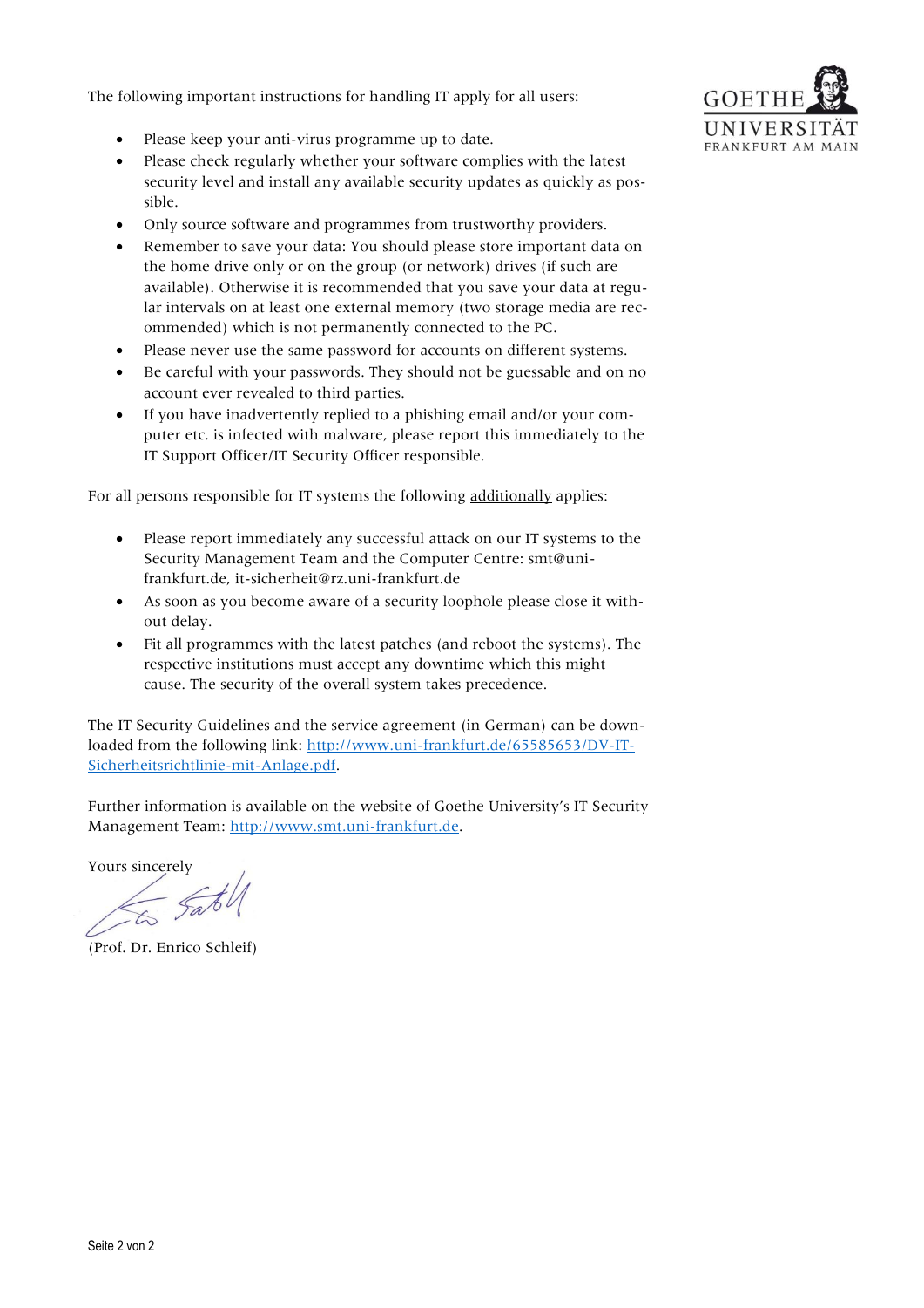The following important instructions for handling IT apply for all users:

- Please keep your anti-virus programme up to date.
- Please check regularly whether your software complies with the latest security level and install any available security updates as quickly as possible.
- Only source software and programmes from trustworthy providers.
- Remember to save your data: You should please store important data on the home drive only or on the group (or network) drives (if such are available). Otherwise it is recommended that you save your data at regular intervals on at least one external memory (two storage media are recommended) which is not permanently connected to the PC.
- Please never use the same password for accounts on different systems.
- Be careful with your passwords. They should not be guessable and on no account ever revealed to third parties.
- If you have inadvertently replied to a phishing email and/or your computer etc. is infected with malware, please report this immediately to the IT Support Officer/IT Security Officer responsible.

For all persons responsible for IT systems the following <u>additionally</u> applies:

- Please report immediately any successful attack on our IT systems to the Security Management Team and the Computer Centre: smt@uni-frankfurt.de, it-sicherheit@rz.uni-frankfurt.de
- As soon as you become aware of a security loophole please close it without delay.
- Fit all programmes with the latest patches (and reboot the systems). The respective institutions must accept any downtime which this might cause. The security of the overall system takes precedence.

The IT Security Guidelines and the service agreement (in German) can be downloaded from the following link: [http://www.uni-frankfurt.de/65585653/DV-IT-Sicherheitsrichtlinie-mit-Anlage.pdf](http://www.uni-frankfurt.de/65585653/DV-IT-Sicherheitsrichtlinie-mit-Anlage.pdf).

Further information is available on the website of Goethe University's IT Security Management Team: [http://www.smt.uni-frankfurt.de](http://www.smt.uni-frankfurt.de).

Yours sincerely

(Prof. Dr. Enrico Schleif)